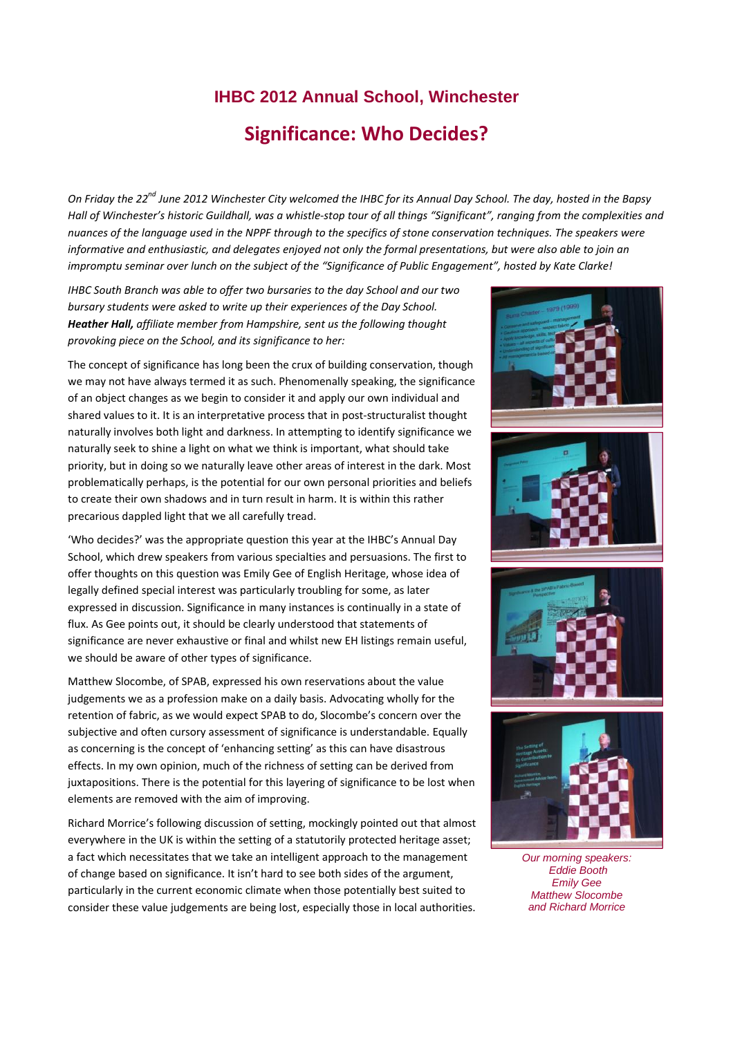# IHBC 2012 Annual School, Winchester

## Significance: Who Decides?

*On Friday the 22nd June 2012 Winchester City welcomed the IHBC for its Annual Day School. The day, hosted in the Bapsy Hall of Winchester's historic Guildhall, was a whistle-stop tour of all things "Significant", ranging from the complexities and nuances of the language used in the NPPF through to the specifics of stone conservation techniques. The speakers were informative and enthusiastic, and delegates enjoyed not only the formal presentations, but were also able to join an impromptu seminar over lunch on the subject of the "Significance of Public Engagement", hosted by Kate Clarke!*

*IHBC South Branch was able to offer two bursaries to the day School and our two bursary students were asked to write up their experiences of the Day School.* ***Heather Hall,*** *affiliate member from Hampshire, sent us the following thought provoking piece on the School, and its significance to her:*

The concept of significance has long been the crux of building conservation, though we may not have always termed it as such. Phenomenally speaking, the significance of an object changes as we begin to consider it and apply our own individual and shared values to it. It is an interpretative process that in post-structuralist thought naturally involves both light and darkness. In attempting to identify significance we naturally seek to shine a light on what we think is important, what should take priority, but in doing so we naturally leave other areas of interest in the dark. Most problematically perhaps, is the potential for our own personal priorities and beliefs to create their own shadows and in turn result in harm. It is within this rather precarious dappled light that we all carefully tread.

'Who decides?' was the appropriate question this year at the IHBC's Annual Day School, which drew speakers from various specialties and persuasions. The first to offer thoughts on this question was Emily Gee of English Heritage, whose idea of legally defined special interest was particularly troubling for some, as later expressed in discussion. Significance in many instances is continually in a state of flux. As Gee points out, it should be clearly understood that statements of significance are never exhaustive or final and whilst new EH listings remain useful, we should be aware of other types of significance.

Matthew Slocombe, of SPAB, expressed his own reservations about the value judgements we as a profession make on a daily basis. Advocating wholly for the retention of fabric, as we would expect SPAB to do, Slocombe's concern over the subjective and often cursory assessment of significance is understandable. Equally as concerning is the concept of 'enhancing setting' as this can have disastrous effects. In my own opinion, much of the richness of setting can be derived from juxtapositions. There is the potential for this layering of significance to be lost when elements are removed with the aim of improving.

Richard Morrice's following discussion of setting, mockingly pointed out that almost everywhere in the UK is within the setting of a statutorily protected heritage asset; a fact which necessitates that we take an intelligent approach to the management of change based on significance. It isn't hard to see both sides of the argument, particularly in the current economic climate when those potentially best suited to consider these value judgements are being lost, especially those in local authorities.

*Our morning speakers:*
*Eddie Booth*
*Emily Gee*
*Matthew Slocombe*
*and Richard Morrice*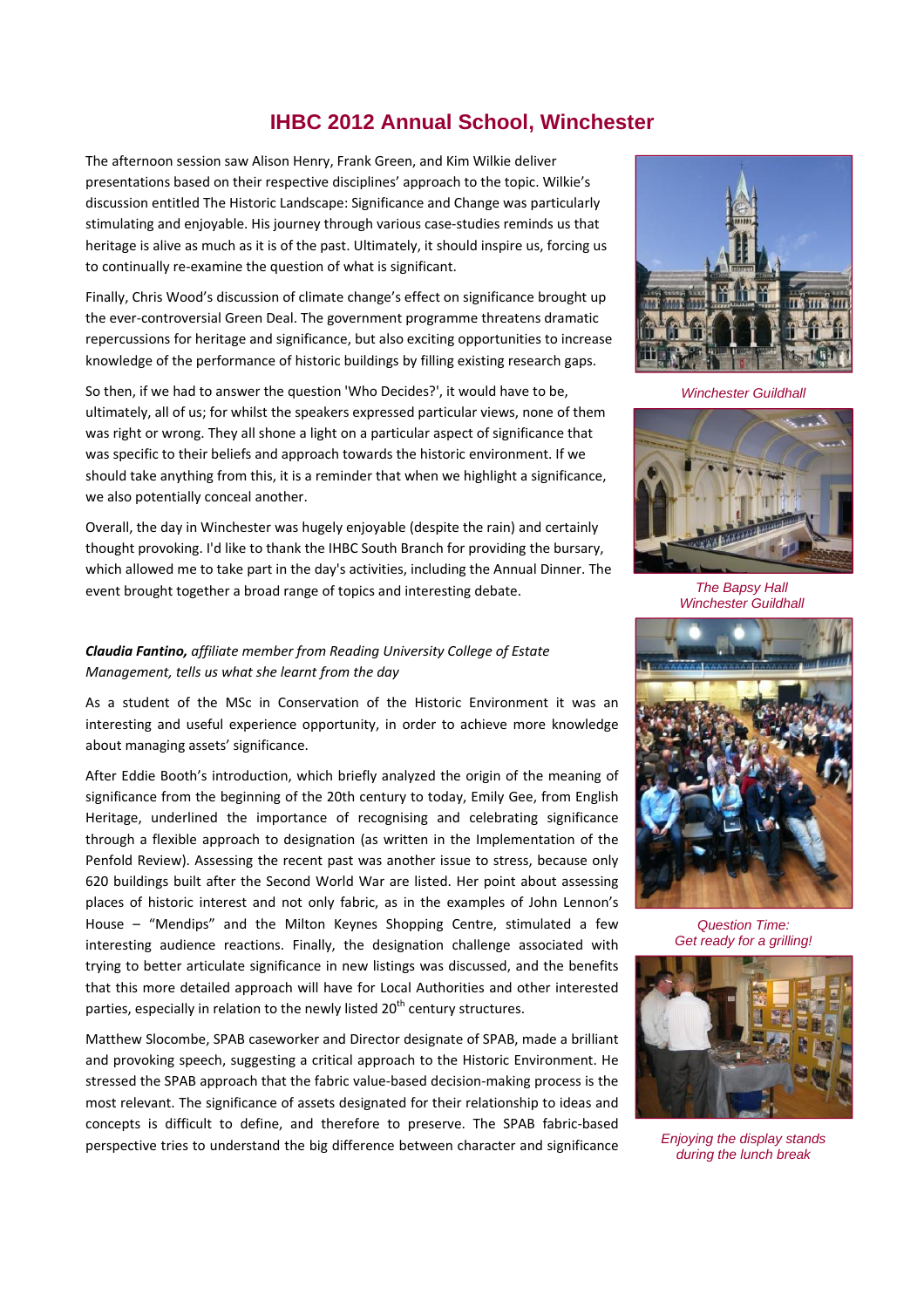# IHBC 2012 Annual School, Winchester

The afternoon session saw Alison Henry, Frank Green, and Kim Wilkie deliver presentations based on their respective disciplines' approach to the topic. Wilkie's discussion entitled The Historic Landscape: Significance and Change was particularly stimulating and enjoyable. His journey through various case-studies reminds us that heritage is alive as much as it is of the past. Ultimately, it should inspire us, forcing us to continually re-examine the question of what is significant.

Finally, Chris Wood's discussion of climate change's effect on significance brought up the ever-controversial Green Deal. The government programme threatens dramatic repercussions for heritage and significance, but also exciting opportunities to increase knowledge of the performance of historic buildings by filling existing research gaps.

So then, if we had to answer the question 'Who Decides?', it would have to be, ultimately, all of us; for whilst the speakers expressed particular views, none of them was right or wrong. They all shone a light on a particular aspect of significance that was specific to their beliefs and approach towards the historic environment. If we should take anything from this, it is a reminder that when we highlight a significance, we also potentially conceal another.

Overall, the day in Winchester was hugely enjoyable (despite the rain) and certainly thought provoking. I'd like to thank the IHBC South Branch for providing the bursary, which allowed me to take part in the day's activities, including the Annual Dinner. The event brought together a broad range of topics and interesting debate.

Winchester Guildhall

The Bapsy Hall
Winchester Guildhall

***Claudia Fantino,** affiliate member from Reading University College of Estate Management, tells us what she learnt from the day*

As a student of the MSc in Conservation of the Historic Environment it was an interesting and useful experience opportunity, in order to achieve more knowledge about managing assets' significance.

After Eddie Booth's introduction, which briefly analyzed the origin of the meaning of significance from the beginning of the 20th century to today, Emily Gee, from English Heritage, underlined the importance of recognising and celebrating significance through a flexible approach to designation (as written in the Implementation of the Penfold Review). Assessing the recent past was another issue to stress, because only 620 buildings built after the Second World War are listed. Her point about assessing places of historic interest and not only fabric, as in the examples of John Lennon's House – "Mendips" and the Milton Keynes Shopping Centre, stimulated a few interesting audience reactions. Finally, the designation challenge associated with trying to better articulate significance in new listings was discussed, and the benefits that this more detailed approach will have for Local Authorities and other interested parties, especially in relation to the newly listed 20th century structures.

Question Time:
Get ready for a grilling!

Matthew Slocombe, SPAB caseworker and Director designate of SPAB, made a brilliant and provoking speech, suggesting a critical approach to the Historic Environment. He stressed the SPAB approach that the fabric value-based decision-making process is the most relevant. The significance of assets designated for their relationship to ideas and concepts is difficult to define, and therefore to preserve. The SPAB fabric-based perspective tries to understand the big difference between character and significance

Enjoying the display stands
during the lunch break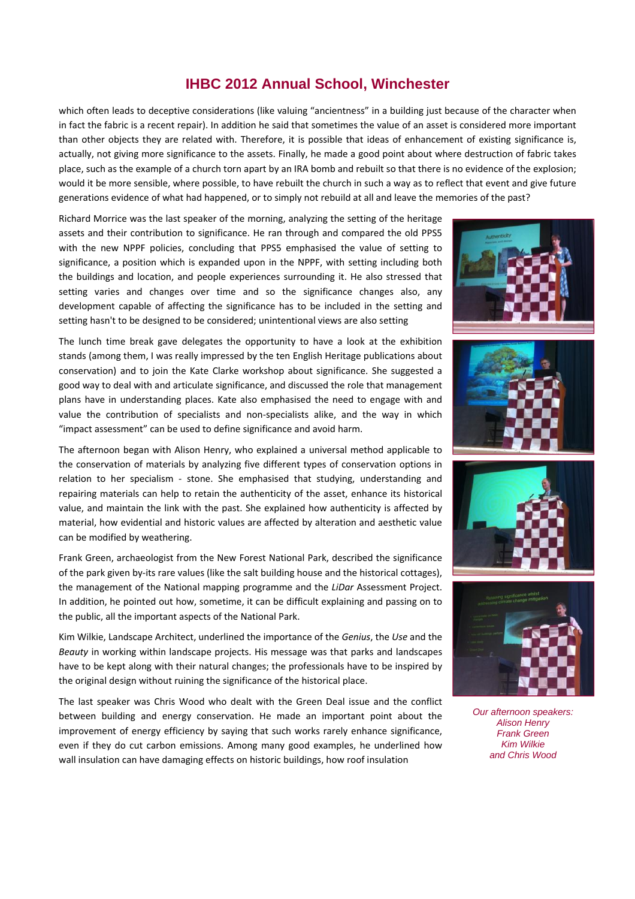# IHBC 2012 Annual School, Winchester

which often leads to deceptive considerations (like valuing "ancientness" in a building just because of the character when in fact the fabric is a recent repair). In addition he said that sometimes the value of an asset is considered more important than other objects they are related with. Therefore, it is possible that ideas of enhancement of existing significance is, actually, not giving more significance to the assets. Finally, he made a good point about where destruction of fabric takes place, such as the example of a church torn apart by an IRA bomb and rebuilt so that there is no evidence of the explosion; would it be more sensible, where possible, to have rebuilt the church in such a way as to reflect that event and give future generations evidence of what had happened, or to simply not rebuild at all and leave the memories of the past?

Richard Morrice was the last speaker of the morning, analyzing the setting of the heritage assets and their contribution to significance. He ran through and compared the old PPS5 with the new NPPF policies, concluding that PPS5 emphasised the value of setting to significance, a position which is expanded upon in the NPPF, with setting including both the buildings and location, and people experiences surrounding it. He also stressed that setting varies and changes over time and so the significance changes also, any development capable of affecting the significance has to be included in the setting and setting hasn't to be designed to be considered; unintentional views are also setting

The lunch time break gave delegates the opportunity to have a look at the exhibition stands (among them, I was really impressed by the ten English Heritage publications about conservation) and to join the Kate Clarke workshop about significance. She suggested a good way to deal with and articulate significance, and discussed the role that management plans have in understanding places. Kate also emphasised the need to engage with and value the contribution of specialists and non-specialists alike, and the way in which "impact assessment" can be used to define significance and avoid harm.

The afternoon began with Alison Henry, who explained a universal method applicable to the conservation of materials by analyzing five different types of conservation options in relation to her specialism - stone. She emphasised that studying, understanding and repairing materials can help to retain the authenticity of the asset, enhance its historical value, and maintain the link with the past. She explained how authenticity is affected by material, how evidential and historic values are affected by alteration and aesthetic value can be modified by weathering.

Frank Green, archaeologist from the New Forest National Park, described the significance of the park given by-its rare values (like the salt building house and the historical cottages), the management of the National mapping programme and the *LiDar* Assessment Project. In addition, he pointed out how, sometime, it can be difficult explaining and passing on to the public, all the important aspects of the National Park.

Kim Wilkie, Landscape Architect, underlined the importance of the *Genius*, the *Use* and the *Beauty* in working within landscape projects. His message was that parks and landscapes have to be kept along with their natural changes; the professionals have to be inspired by the original design without ruining the significance of the historical place.

The last speaker was Chris Wood who dealt with the Green Deal issue and the conflict between building and energy conservation. He made an important point about the improvement of energy efficiency by saying that such works rarely enhance significance, even if they do cut carbon emissions. Among many good examples, he underlined how wall insulation can have damaging effects on historic buildings, how roof insulation

*Our afternoon speakers: Alison Henry Frank Green Kim Wilkie and Chris Wood*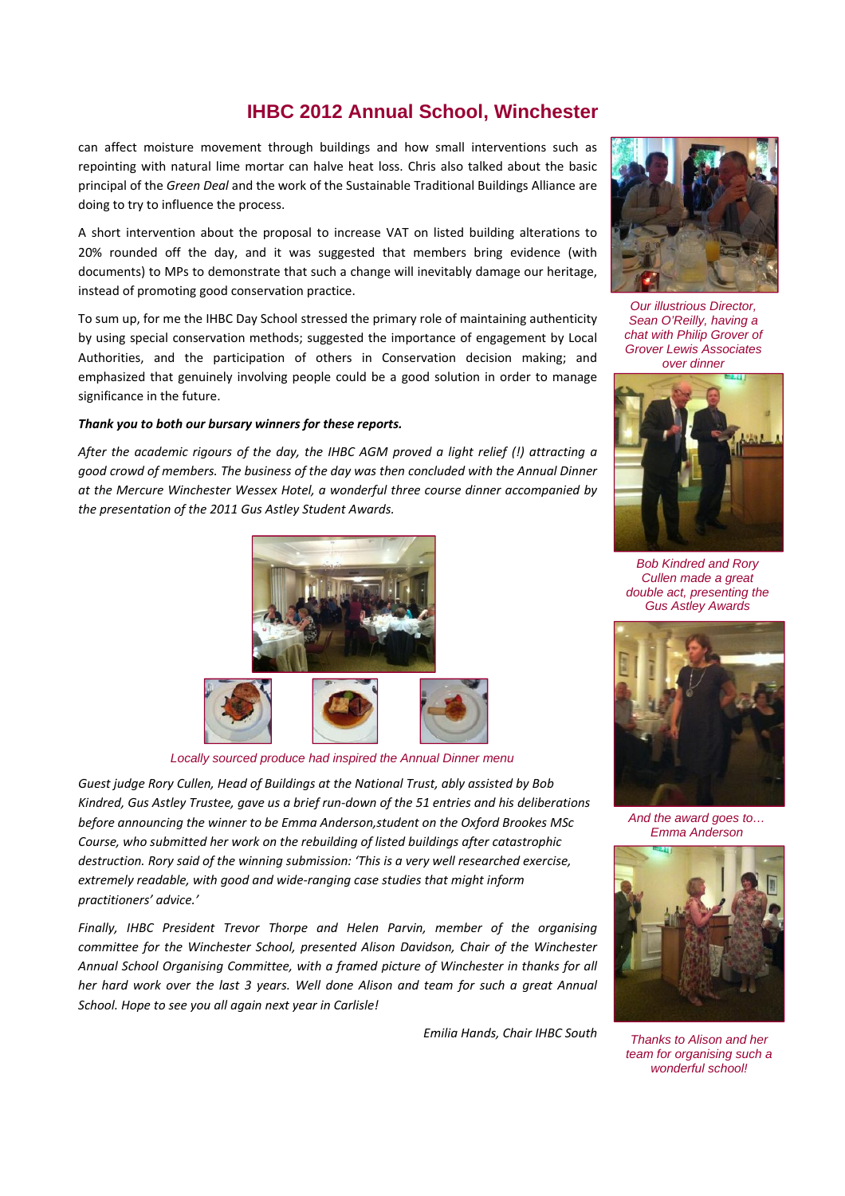# IHBC 2012 Annual School, Winchester

can affect moisture movement through buildings and how small interventions such as repointing with natural lime mortar can halve heat loss. Chris also talked about the basic principal of the *Green Deal* and the work of the Sustainable Traditional Buildings Alliance are doing to try to influence the process.

A short intervention about the proposal to increase VAT on listed building alterations to 20% rounded off the day, and it was suggested that members bring evidence (with documents) to MPs to demonstrate that such a change will inevitably damage our heritage, instead of promoting good conservation practice.

To sum up, for me the IHBC Day School stressed the primary role of maintaining authenticity by using special conservation methods; suggested the importance of engagement by Local Authorities, and the participation of others in Conservation decision making; and emphasized that genuinely involving people could be a good solution in order to manage significance in the future.

***Thank you to both our bursary winners for these reports.***

*After the academic rigours of the day, the IHBC AGM proved a light relief (!) attracting a good crowd of members. The business of the day was then concluded with the Annual Dinner at the Mercure Winchester Wessex Hotel, a wonderful three course dinner accompanied by the presentation of the 2011 Gus Astley Student Awards.*

Locally sourced produce had inspired the Annual Dinner menu

*Guest judge Rory Cullen, Head of Buildings at the National Trust, ably assisted by Bob Kindred, Gus Astley Trustee, gave us a brief run-down of the 51 entries and his deliberations before announcing the winner to be Emma Anderson,student on the Oxford Brookes MSc Course, who submitted her work on the rebuilding of listed buildings after catastrophic destruction. Rory said of the winning submission: 'This is a very well researched exercise, extremely readable, with good and wide-ranging case studies that might inform practitioners' advice.'*

*Finally, IHBC President Trevor Thorpe and Helen Parvin, member of the organising committee for the Winchester School, presented Alison Davidson, Chair of the Winchester Annual School Organising Committee, with a framed picture of Winchester in thanks for all her hard work over the last 3 years. Well done Alison and team for such a great Annual School. Hope to see you all again next year in Carlisle!*

*Emilia Hands, Chair IHBC South*

Our illustrious Director, Sean O'Reilly, having a chat with Philip Grover of Grover Lewis Associates over dinner

Bob Kindred and Rory Cullen made a great double act, presenting the Gus Astley Awards

And the award goes to… Emma Anderson

Thanks to Alison and her team for organising such a wonderful school!